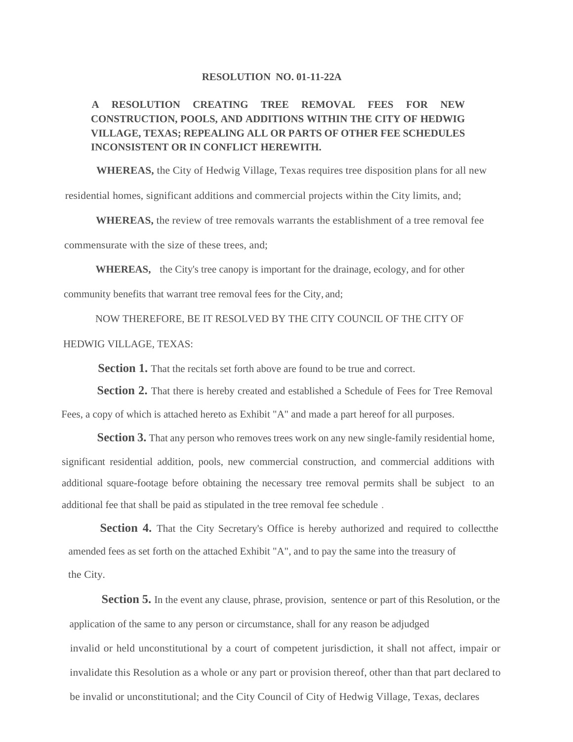**RESOLUTION NO. 01-11-22A**

**A RESOLUTION CREATING TREE REMOVAL FEES FOR NEW CONSTRUCTION, POOLS, AND ADDITIONS WITHIN THE CITY OF HEDWIG VILLAGE, TEXAS; REPEALING ALL OR PARTS OF OTHER FEE SCHEDULES INCONSISTENT OR IN CONFLICT HEREWITH.**

**WHEREAS,** the City of Hedwig Village, Texas requires tree disposition plans for all new residential homes, significant additions and commercial projects within the City limits, and;

**WHEREAS,** the review of tree removals warrants the establishment of a tree removal fee commensurate with the size of these trees, and;

**WHEREAS,** the City's tree canopy is important for the drainage, ecology, and for other community benefits that warrant tree removal fees for the City, and;

NOW THEREFORE, BE IT RESOLVED BY THE CITY COUNCIL OF THE CITY OF HEDWIG VILLAGE, TEXAS:

**Section 1.** That the recitals set forth above are found to be true and correct.

**Section 2.** That there is hereby created and established a Schedule of Fees for Tree Removal Fees, a copy of which is attached hereto as Exhibit "A" and made a part hereof for all purposes.

**Section 3.** That any person who removes trees work on any new single-family residential home, significant residential addition, pools, new commercial construction, and commercial additions with additional square-footage before obtaining the necessary tree removal permits shall be subject to an additional fee that shall be paid as stipulated in the tree removal fee schedule .

**Section 4.** That the City Secretary's Office is hereby authorized and required to collectthe amended fees as set forth on the attached Exhibit "A", and to pay the same into the treasury of the City.

**Section 5.** In the event any clause, phrase, provision, sentence or part of this Resolution, or the application of the same to any person or circumstance, shall for any reason be adjudged invalid or held unconstitutional by a court of competent jurisdiction, it shall not affect, impair or invalidate this Resolution as a whole or any part or provision thereof, other than that part declared to be invalid or unconstitutional; and the City Council of City of Hedwig Village, Texas, declares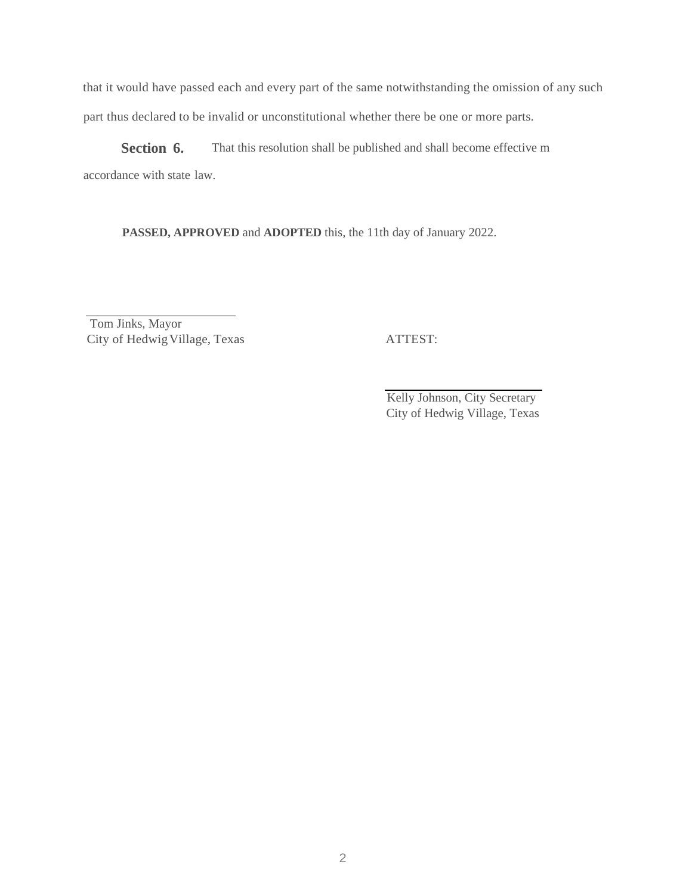that it would have passed each and every part of the same notwithstanding the omission of any such part thus declared to be invalid or unconstitutional whether there be one or more parts.

**Section 6.** That this resolution shall be published and shall become effective m accordance with state law.

**PASSED, APPROVED** and **ADOPTED** this, the 11th day of January 2022.

\_\_\_\_\_\_\_\_\_\_\_\_\_\_\_\_\_\_\_\_\_\_\_\_
Tom Jinks, Mayor
City of Hedwig Village, Texas

ATTEST:

\_\_\_\_\_\_\_\_\_\_\_\_\_\_\_\_\_\_\_\_\_\_\_\_
Kelly Johnson, City Secretary
City of Hedwig Village, Texas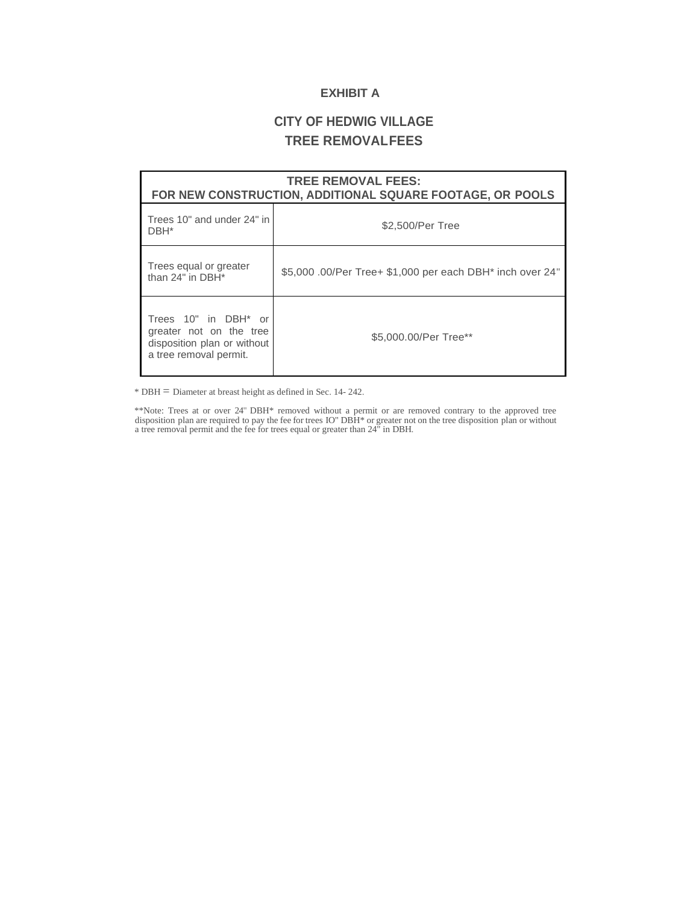# EXHIBIT A

## CITY OF HEDWIG VILLAGE
## TREE REMOVALFEES

| TREE REMOVAL FEES: FOR NEW CONSTRUCTION, ADDITIONAL SQUARE FOOTAGE, OR POOLS | |
|---|---|
| Trees 10" and under 24" in DBH* | $2,500/Per Tree |
| Trees equal or greater than 24" in DBH* | $5,000 .00/Per Tree+ $1,000 per each DBH* inch over 24" |
| Trees 10" in DBH* or greater not on the tree disposition plan or without a tree removal permit. | $5,000.00/Per Tree** |

* DBH = Diameter at breast height as defined in Sec. 14- 242.

**Note: Trees at or over 24" DBH* removed without a permit or are removed contrary to the approved tree disposition plan are required to pay the fee for trees IO" DBH* or greater not on the tree disposition plan or without a tree removal permit and the fee for trees equal or greater than 24" in DBH.